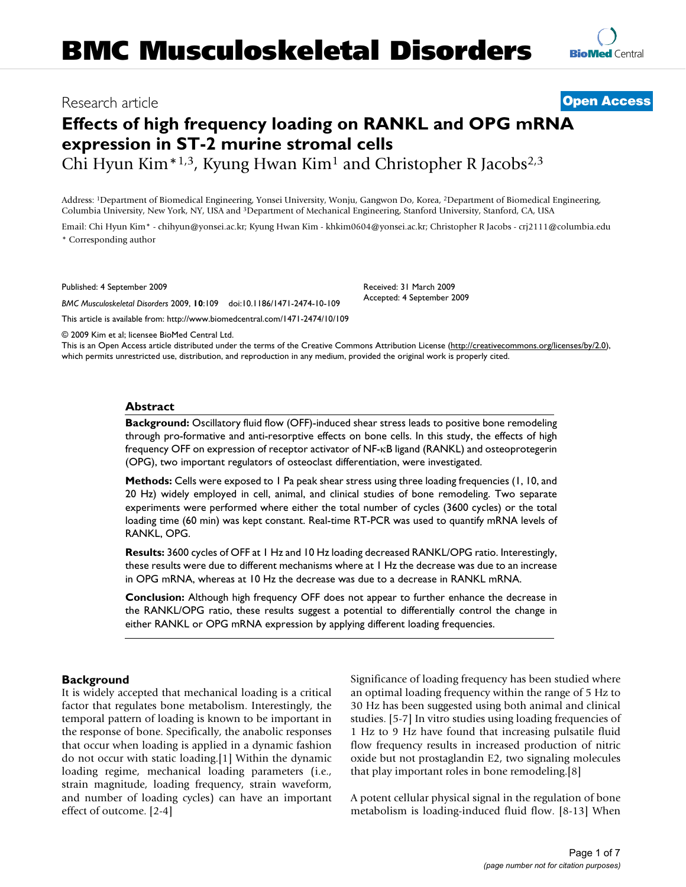# BMC Musculoskeletal Disorders

Research article **Open Access**

## Effects of high frequency loading on RANKL and OPG mRNA expression in ST-2 murine stromal cells

Chi Hyun Kim*[1,3], Kyung Hwan Kim[1] and Christopher R Jacobs[2,3]

Address: [1]Department of Biomedical Engineering, Yonsei University, Wonju, Gangwon Do, Korea, [2]Department of Biomedical Engineering, Columbia University, New York, NY, USA and [3]Department of Mechanical Engineering, Stanford University, Stanford, CA, USA

Email: Chi Hyun Kim* - chihyun@yonsei.ac.kr; Kyung Hwan Kim - khkim0604@yonsei.ac.kr; Christopher R Jacobs - crj2111@columbia.edu

* Corresponding author

Published: 4 September 2009

*BMC Musculoskeletal Disorders* 2009, **10**:109 doi:10.1186/1471-2474-10-109

Received: 31 March 2009
Accepted: 4 September 2009

This article is available from: http://www.biomedcentral.com/1471-2474/10/109

© 2009 Kim et al; licensee BioMed Central Ltd.

This is an Open Access article distributed under the terms of the Creative Commons Attribution License (http://creativecommons.org/licenses/by/2.0), which permits unrestricted use, distribution, and reproduction in any medium, provided the original work is properly cited.

### Abstract

**Background:** Oscillatory fluid flow (OFF)-induced shear stress leads to positive bone remodeling through pro-formative and anti-resorptive effects on bone cells. In this study, the effects of high frequency OFF on expression of receptor activator of NF-κB ligand (RANKL) and osteoprotegerin (OPG), two important regulators of osteoclast differentiation, were investigated.

**Methods:** Cells were exposed to 1 Pa peak shear stress using three loading frequencies (1, 10, and 20 Hz) widely employed in cell, animal, and clinical studies of bone remodeling. Two separate experiments were performed where either the total number of cycles (3600 cycles) or the total loading time (60 min) was kept constant. Real-time RT-PCR was used to quantify mRNA levels of RANKL, OPG.

**Results:** 3600 cycles of OFF at 1 Hz and 10 Hz loading decreased RANKL/OPG ratio. Interestingly, these results were due to different mechanisms where at 1 Hz the decrease was due to an increase in OPG mRNA, whereas at 10 Hz the decrease was due to a decrease in RANKL mRNA.

**Conclusion:** Although high frequency OFF does not appear to further enhance the decrease in the RANKL/OPG ratio, these results suggest a potential to differentially control the change in either RANKL or OPG mRNA expression by applying different loading frequencies.

### Background

It is widely accepted that mechanical loading is a critical factor that regulates bone metabolism. Interestingly, the temporal pattern of loading is known to be important in the response of bone. Specifically, the anabolic responses that occur when loading is applied in a dynamic fashion do not occur with static loading.[1] Within the dynamic loading regime, mechanical loading parameters (i.e., strain magnitude, loading frequency, strain waveform, and number of loading cycles) can have an important effect of outcome. [2-4]

Significance of loading frequency has been studied where an optimal loading frequency within the range of 5 Hz to 30 Hz has been suggested using both animal and clinical studies. [5-7] In vitro studies using loading frequencies of 1 Hz to 9 Hz have found that increasing pulsatile fluid flow frequency results in increased production of nitric oxide but not prostaglandin E2, two signaling molecules that play important roles in bone remodeling.[8]

A potent cellular physical signal in the regulation of bone metabolism is loading-induced fluid flow. [8-13] When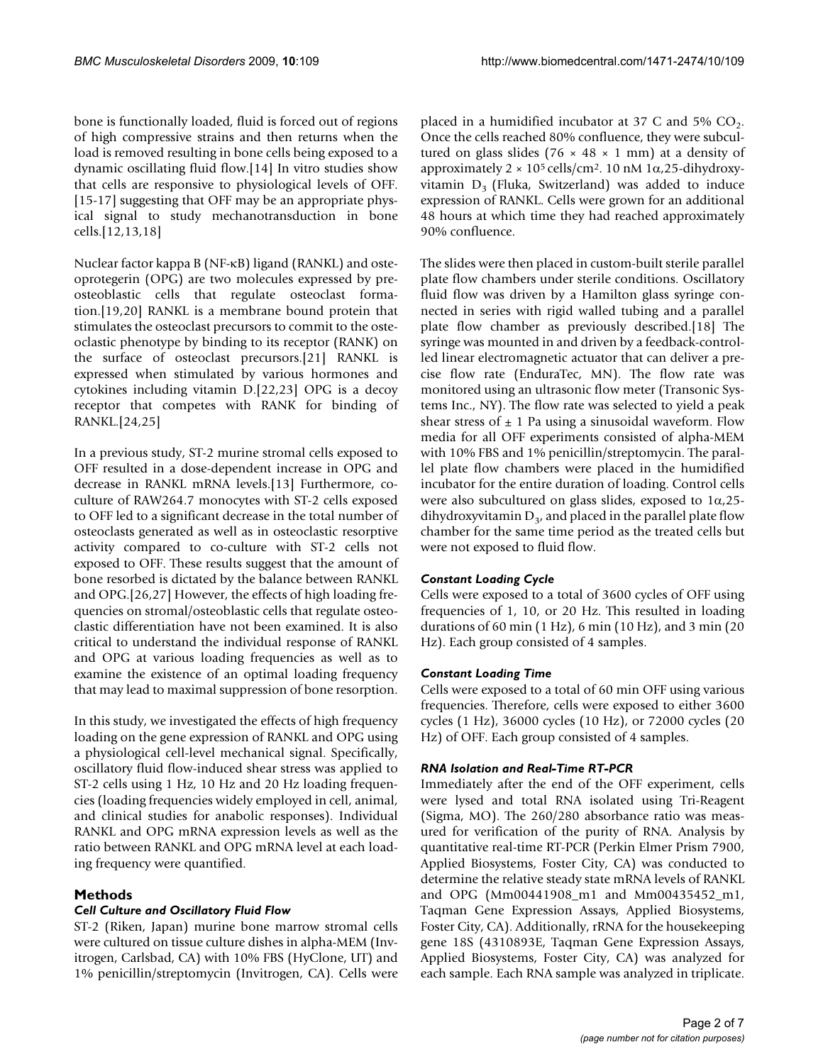bone is functionally loaded, fluid is forced out of regions of high compressive strains and then returns when the load is removed resulting in bone cells being exposed to a dynamic oscillating fluid flow.[14] In vitro studies show that cells are responsive to physiological levels of OFF. [15-17] suggesting that OFF may be an appropriate physical signal to study mechanotransduction in bone cells.[12,13,18]

Nuclear factor kappa B (NF-κB) ligand (RANKL) and osteoprotegerin (OPG) are two molecules expressed by pre-osteoblastic cells that regulate osteoclast formation.[19,20] RANKL is a membrane bound protein that stimulates the osteoclast precursors to commit to the osteoclastic phenotype by binding to its receptor (RANK) on the surface of osteoclast precursors.[21] RANKL is expressed when stimulated by various hormones and cytokines including vitamin D.[22,23] OPG is a decoy receptor that competes with RANK for binding of RANKL.[24,25]

In a previous study, ST-2 murine stromal cells exposed to OFF resulted in a dose-dependent increase in OPG and decrease in RANKL mRNA levels.[13] Furthermore, co-culture of RAW264.7 monocytes with ST-2 cells exposed to OFF led to a significant decrease in the total number of osteoclasts generated as well as in osteoclastic resorptive activity compared to co-culture with ST-2 cells not exposed to OFF. These results suggest that the amount of bone resorbed is dictated by the balance between RANKL and OPG.[26,27] However, the effects of high loading frequencies on stromal/osteoblastic cells that regulate osteoclastic differentiation have not been examined. It is also critical to understand the individual response of RANKL and OPG at various loading frequencies as well as to examine the existence of an optimal loading frequency that may lead to maximal suppression of bone resorption.

In this study, we investigated the effects of high frequency loading on the gene expression of RANKL and OPG using a physiological cell-level mechanical signal. Specifically, oscillatory fluid flow-induced shear stress was applied to ST-2 cells using 1 Hz, 10 Hz and 20 Hz loading frequencies (loading frequencies widely employed in cell, animal, and clinical studies for anabolic responses). Individual RANKL and OPG mRNA expression levels as well as the ratio between RANKL and OPG mRNA level at each loading frequency were quantified.

## Methods

### *Cell Culture and Oscillatory Fluid Flow*

ST-2 (Riken, Japan) murine bone marrow stromal cells were cultured on tissue culture dishes in alpha-MEM (Invitrogen, Carlsbad, CA) with 10% FBS (HyClone, UT) and 1% penicillin/streptomycin (Invitrogen, CA). Cells were placed in a humidified incubator at 37 C and 5% $CO_2$. Once the cells reached 80% confluence, they were subcultured on glass slides (76 × 48 × 1 mm) at a density of approximately $2 \times 10^5$ cells/cm$^2$. 10 nM 1α,25-dihydroxyvitamin $D_3$ (Fluka, Switzerland) was added to induce expression of RANKL. Cells were grown for an additional 48 hours at which time they had reached approximately 90% confluence.

The slides were then placed in custom-built sterile parallel plate flow chambers under sterile conditions. Oscillatory fluid flow was driven by a Hamilton glass syringe connected in series with rigid walled tubing and a parallel plate flow chamber as previously described.[18] The syringe was mounted in and driven by a feedback-controlled linear electromagnetic actuator that can deliver a precise flow rate (EnduraTec, MN). The flow rate was monitored using an ultrasonic flow meter (Transonic Systems Inc., NY). The flow rate was selected to yield a peak shear stress of ± 1 Pa using a sinusoidal waveform. Flow media for all OFF experiments consisted of alpha-MEM with 10% FBS and 1% penicillin/streptomycin. The parallel plate flow chambers were placed in the humidified incubator for the entire duration of loading. Control cells were also subcultured on glass slides, exposed to 1α,25-dihydroxyvitamin $D_3$, and placed in the parallel plate flow chamber for the same time period as the treated cells but were not exposed to fluid flow.

### *Constant Loading Cycle*

Cells were exposed to a total of 3600 cycles of OFF using frequencies of 1, 10, or 20 Hz. This resulted in loading durations of 60 min (1 Hz), 6 min (10 Hz), and 3 min (20 Hz). Each group consisted of 4 samples.

### *Constant Loading Time*

Cells were exposed to a total of 60 min OFF using various frequencies. Therefore, cells were exposed to either 3600 cycles (1 Hz), 36000 cycles (10 Hz), or 72000 cycles (20 Hz) of OFF. Each group consisted of 4 samples.

### *RNA Isolation and Real-Time RT-PCR*

Immediately after the end of the OFF experiment, cells were lysed and total RNA isolated using Tri-Reagent (Sigma, MO). The 260/280 absorbance ratio was measured for verification of the purity of RNA. Analysis by quantitative real-time RT-PCR (Perkin Elmer Prism 7900, Applied Biosystems, Foster City, CA) was conducted to determine the relative steady state mRNA levels of RANKL and OPG (Mm00441908_m1 and Mm00435452_m1, Taqman Gene Expression Assays, Applied Biosystems, Foster City, CA). Additionally, rRNA for the housekeeping gene 18S (4310893E, Taqman Gene Expression Assays, Applied Biosystems, Foster City, CA) was analyzed for each sample. Each RNA sample was analyzed in triplicate.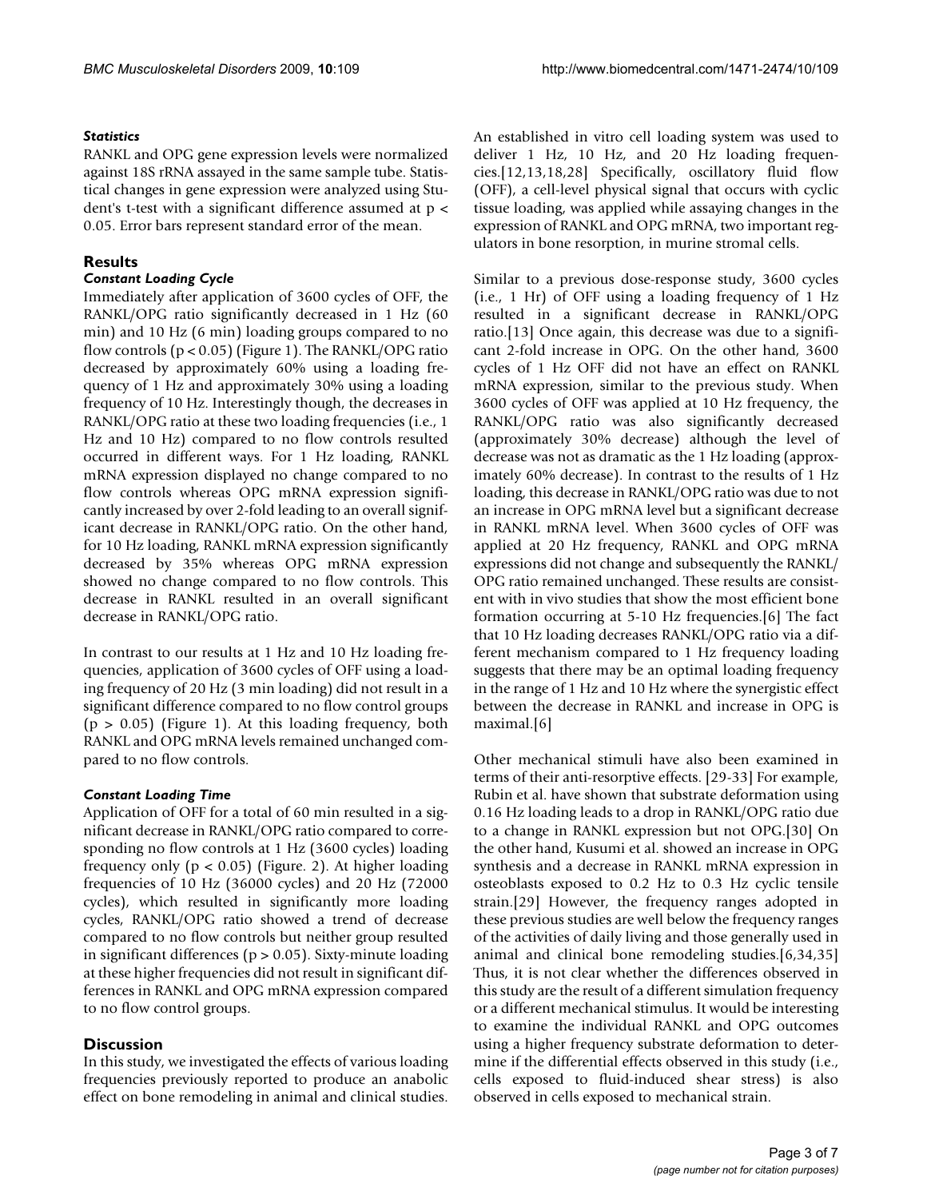### *Statistics*

RANKL and OPG gene expression levels were normalized against 18S rRNA assayed in the same sample tube. Statistical changes in gene expression were analyzed using Student's t-test with a significant difference assumed at $p < 0.05$. Error bars represent standard error of the mean.

## Results

### *Constant Loading Cycle*

Immediately after application of 3600 cycles of OFF, the RANKL/OPG ratio significantly decreased in 1 Hz (60 min) and 10 Hz (6 min) loading groups compared to no flow controls ($p < 0.05$) (Figure 1). The RANKL/OPG ratio decreased by approximately 60% using a loading frequency of 1 Hz and approximately 30% using a loading frequency of 10 Hz. Interestingly though, the decreases in RANKL/OPG ratio at these two loading frequencies (i.e., 1 Hz and 10 Hz) compared to no flow controls resulted occurred in different ways. For 1 Hz loading, RANKL mRNA expression displayed no change compared to no flow controls whereas OPG mRNA expression significantly increased by over 2-fold leading to an overall significant decrease in RANKL/OPG ratio. On the other hand, for 10 Hz loading, RANKL mRNA expression significantly decreased by 35% whereas OPG mRNA expression showed no change compared to no flow controls. This decrease in RANKL resulted in an overall significant decrease in RANKL/OPG ratio.

In contrast to our results at 1 Hz and 10 Hz loading frequencies, application of 3600 cycles of OFF using a loading frequency of 20 Hz (3 min loading) did not result in a significant difference compared to no flow control groups ($p > 0.05$) (Figure 1). At this loading frequency, both RANKL and OPG mRNA levels remained unchanged compared to no flow controls.

### *Constant Loading Time*

Application of OFF for a total of 60 min resulted in a significant decrease in RANKL/OPG ratio compared to corresponding no flow controls at 1 Hz (3600 cycles) loading frequency only ($p < 0.05$) (Figure. 2). At higher loading frequencies of 10 Hz (36000 cycles) and 20 Hz (72000 cycles), which resulted in significantly more loading cycles, RANKL/OPG ratio showed a trend of decrease compared to no flow controls but neither group resulted in significant differences ($p > 0.05$). Sixty-minute loading at these higher frequencies did not result in significant differences in RANKL and OPG mRNA expression compared to no flow control groups.

## Discussion

In this study, we investigated the effects of various loading frequencies previously reported to produce an anabolic effect on bone remodeling in animal and clinical studies. An established in vitro cell loading system was used to deliver 1 Hz, 10 Hz, and 20 Hz loading frequencies.[12,13,18,28] Specifically, oscillatory fluid flow (OFF), a cell-level physical signal that occurs with cyclic tissue loading, was applied while assaying changes in the expression of RANKL and OPG mRNA, two important regulators in bone resorption, in murine stromal cells.

Similar to a previous dose-response study, 3600 cycles (i.e., 1 Hr) of OFF using a loading frequency of 1 Hz resulted in a significant decrease in RANKL/OPG ratio.[13] Once again, this decrease was due to a significant 2-fold increase in OPG. On the other hand, 3600 cycles of 1 Hz OFF did not have an effect on RANKL mRNA expression, similar to the previous study. When 3600 cycles of OFF was applied at 10 Hz frequency, the RANKL/OPG ratio was also significantly decreased (approximately 30% decrease) although the level of decrease was not as dramatic as the 1 Hz loading (approximately 60% decrease). In contrast to the results of 1 Hz loading, this decrease in RANKL/OPG ratio was due to not an increase in OPG mRNA level but a significant decrease in RANKL mRNA level. When 3600 cycles of OFF was applied at 20 Hz frequency, RANKL and OPG mRNA expressions did not change and subsequently the RANKL/OPG ratio remained unchanged. These results are consistent with in vivo studies that show the most efficient bone formation occurring at 5-10 Hz frequencies.[6] The fact that 10 Hz loading decreases RANKL/OPG ratio via a different mechanism compared to 1 Hz frequency loading suggests that there may be an optimal loading frequency in the range of 1 Hz and 10 Hz where the synergistic effect between the decrease in RANKL and increase in OPG is maximal.[6]

Other mechanical stimuli have also been examined in terms of their anti-resorptive effects. [29-33] For example, Rubin et al. have shown that substrate deformation using 0.16 Hz loading leads to a drop in RANKL/OPG ratio due to a change in RANKL expression but not OPG.[30] On the other hand, Kusumi et al. showed an increase in OPG synthesis and a decrease in RANKL mRNA expression in osteoblasts exposed to 0.2 Hz to 0.3 Hz cyclic tensile strain.[29] However, the frequency ranges adopted in these previous studies are well below the frequency ranges of the activities of daily living and those generally used in animal and clinical bone remodeling studies.[6,34,35] Thus, it is not clear whether the differences observed in this study are the result of a different simulation frequency or a different mechanical stimulus. It would be interesting to examine the individual RANKL and OPG outcomes using a higher frequency substrate deformation to determine if the differential effects observed in this study (i.e., cells exposed to fluid-induced shear stress) is also observed in cells exposed to mechanical strain.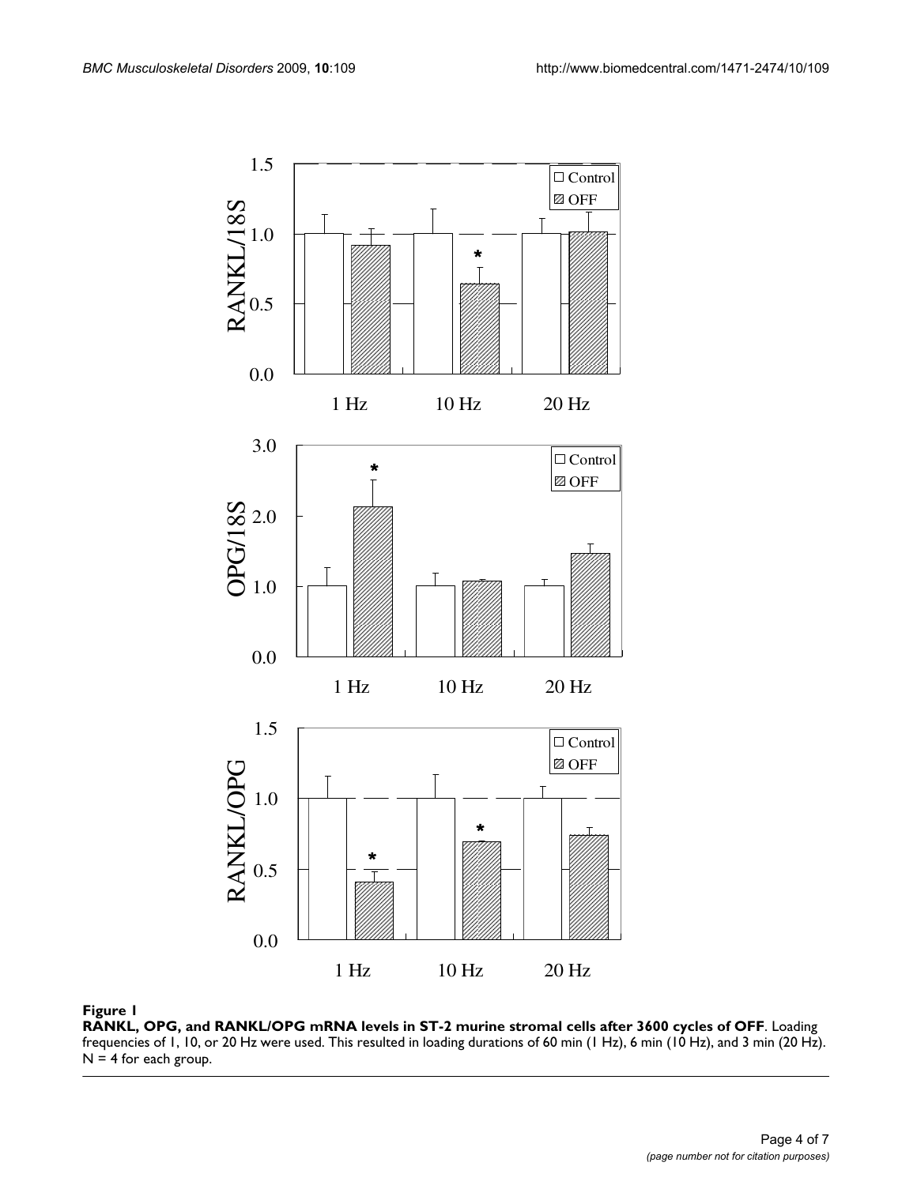**Figure 1**

**RANKL, OPG, and RANKL/OPG mRNA levels in ST-2 murine stromal cells after 3600 cycles of OFF**. Loading frequencies of 1, 10, or 20 Hz were used. This resulted in loading durations of 60 min (1 Hz), 6 min (10 Hz), and 3 min (20 Hz). N = 4 for each group.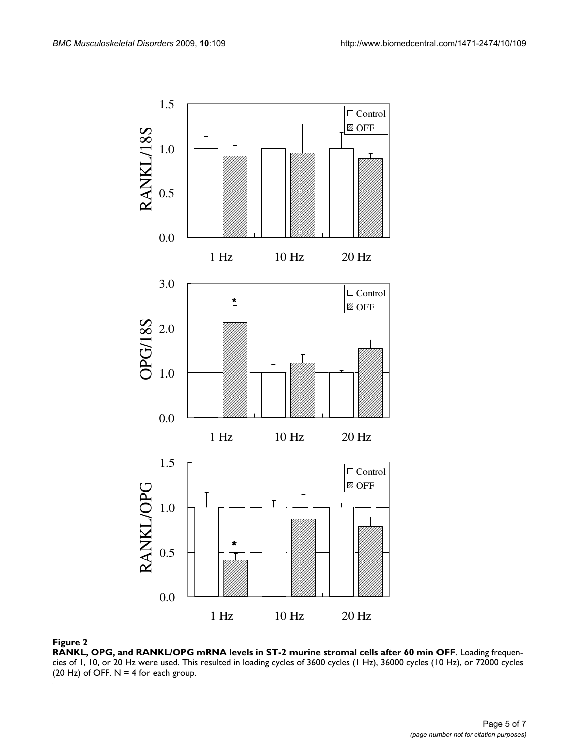RANKL/18S

1.5

1.0

0.5

0.0

Control

OFF

1 Hz

10 Hz

20 Hz

OPG/18S

3.0

2.0

1.0

0.0

*

Control

OFF

1 Hz

10 Hz

20 Hz

RANKL/OPG

1.5

1.0

0.5

0.0

*

Control

OFF

1 Hz

10 Hz

20 Hz

**Figure 2**

**RANKL, OPG, and RANKL/OPG mRNA levels in ST-2 murine stromal cells after 60 min OFF**. Loading frequencies of 1, 10, or 20 Hz were used. This resulted in loading cycles of 3600 cycles (1 Hz), 36000 cycles (10 Hz), or 72000 cycles (20 Hz) of OFF. N = 4 for each group.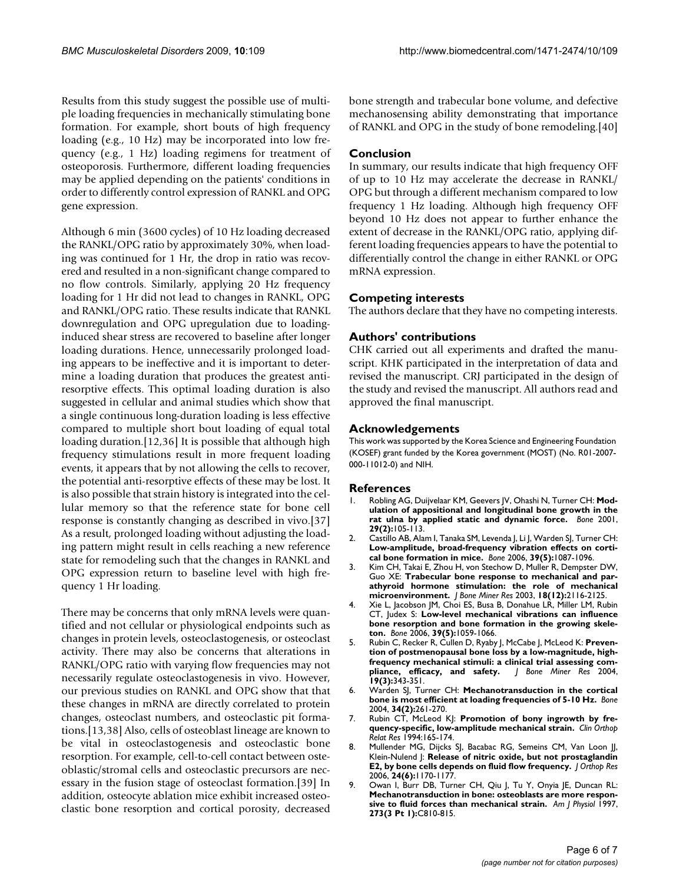Results from this study suggest the possible use of multiple loading frequencies in mechanically stimulating bone formation. For example, short bouts of high frequency loading (e.g., 10 Hz) may be incorporated into low frequency (e.g., 1 Hz) loading regimens for treatment of osteoporosis. Furthermore, different loading frequencies may be applied depending on the patients' conditions in order to differently control expression of RANKL and OPG gene expression.

Although 6 min (3600 cycles) of 10 Hz loading decreased the RANKL/OPG ratio by approximately 30%, when loading was continued for 1 Hr, the drop in ratio was recovered and resulted in a non-significant change compared to no flow controls. Similarly, applying 20 Hz frequency loading for 1 Hr did not lead to changes in RANKL, OPG and RANKL/OPG ratio. These results indicate that RANKL downregulation and OPG upregulation due to loading-induced shear stress are recovered to baseline after longer loading durations. Hence, unnecessarily prolonged loading appears to be ineffective and it is important to determine a loading duration that produces the greatest anti-resorptive effects. This optimal loading duration is also suggested in cellular and animal studies which show that a single continuous long-duration loading is less effective compared to multiple short bout loading of equal total loading duration.[12,36] It is possible that although high frequency stimulations result in more frequent loading events, it appears that by not allowing the cells to recover, the potential anti-resorptive effects of these may be lost. It is also possible that strain history is integrated into the cellular memory so that the reference state for bone cell response is constantly changing as described in vivo.[37] As a result, prolonged loading without adjusting the loading pattern might result in cells reaching a new reference state for remodeling such that the changes in RANKL and OPG expression return to baseline level with high frequency 1 Hr loading.

There may be concerns that only mRNA levels were quantified and not cellular or physiological endpoints such as changes in protein levels, osteoclastogenesis, or osteoclast activity. There may also be concerns that alterations in RANKL/OPG ratio with varying flow frequencies may not necessarily regulate osteoclastogenesis in vivo. However, our previous studies on RANKL and OPG show that that these changes in mRNA are directly correlated to protein changes, osteoclast numbers, and osteoclastic pit formations.[13,38] Also, cells of osteoblast lineage are known to be vital in osteoclastogenesis and osteoclastic bone resorption. For example, cell-to-cell contact between osteoblastic/stromal cells and osteoclastic precursors are necessary in the fusion stage of osteoclast formation.[39] In addition, osteocyte ablation mice exhibit increased osteoclastic bone resorption and cortical porosity, decreased bone strength and trabecular bone volume, and defective mechanosensing ability demonstrating that importance of RANKL and OPG in the study of bone remodeling.[40]

## Conclusion

In summary, our results indicate that high frequency OFF of up to 10 Hz may accelerate the decrease in RANKL/OPG but through a different mechanism compared to low frequency 1 Hz loading. Although high frequency OFF beyond 10 Hz does not appear to further enhance the extent of decrease in the RANKL/OPG ratio, applying different loading frequencies appears to have the potential to differentially control the change in either RANKL or OPG mRNA expression.

## Competing interests

The authors declare that they have no competing interests.

## Authors' contributions

CHK carried out all experiments and drafted the manuscript. KHK participated in the interpretation of data and revised the manuscript. CRJ participated in the design of the study and revised the manuscript. All authors read and approved the final manuscript.

## Acknowledgements

This work was supported by the Korea Science and Engineering Foundation (KOSEF) grant funded by the Korea government (MOST) (No. R01-2007-000-11012-0) and NIH.

## References

1. Robling AG, Duijvelaar KM, Geevers JV, Ohashi N, Turner CH: **Modulation of appositional and longitudinal bone growth in the rat ulna by applied static and dynamic force.** *Bone* 2001, **29(2):**105-113.
2. Castillo AB, Alam I, Tanaka SM, Levenda J, Li J, Warden SJ, Turner CH: **Low-amplitude, broad-frequency vibration effects on cortical bone formation in mice.** *Bone* 2006, **39(5):**1087-1096.
3. Kim CH, Takai E, Zhou H, von Stechow D, Muller R, Dempster DW, Guo XE: **Trabecular bone response to mechanical and parathyroid hormone stimulation: the role of mechanical microenvironment.** *J Bone Miner Res* 2003, **18(12):**2116-2125.
4. Xie L, Jacobson JM, Choi ES, Busa B, Donahue LR, Miller LM, Rubin CT, Judex S: **Low-level mechanical vibrations can influence bone resorption and bone formation in the growing skeleton.** *Bone* 2006, **39(5):**1059-1066.
5. Rubin C, Recker R, Cullen D, Ryaby J, McCabe J, McLeod K: **Prevention of postmenopausal bone loss by a low-magnitude, high-frequency mechanical stimuli: a clinical trial assessing compliance, efficacy, and safety.** *J Bone Miner Res* 2004, **19(3):**343-351.
6. Warden SJ, Turner CH: **Mechanotransduction in the cortical bone is most efficient at loading frequencies of 5-10 Hz.** *Bone* 2004, **34(2):**261-270.
7. Rubin CT, McLeod KJ: **Promotion of bony ingrowth by frequency-specific, low-amplitude mechanical strain.** *Clin Orthop Relat Res* 1994:165-174.
8. Mullender MG, Dijcks SJ, Bacabac RG, Semeins CM, Van Loon JJ, Klein-Nulend J: **Release of nitric oxide, but not prostaglandin E2, by bone cells depends on fluid flow frequency.** *J Orthop Res* 2006, **24(6):**1170-1177.
9. Owan I, Burr DB, Turner CH, Qiu J, Tu Y, Onyia JE, Duncan RL: **Mechanotransduction in bone: osteoblasts are more responsive to fluid forces than mechanical strain.** *Am J Physiol* 1997, **273(3 Pt 1):**C810-815.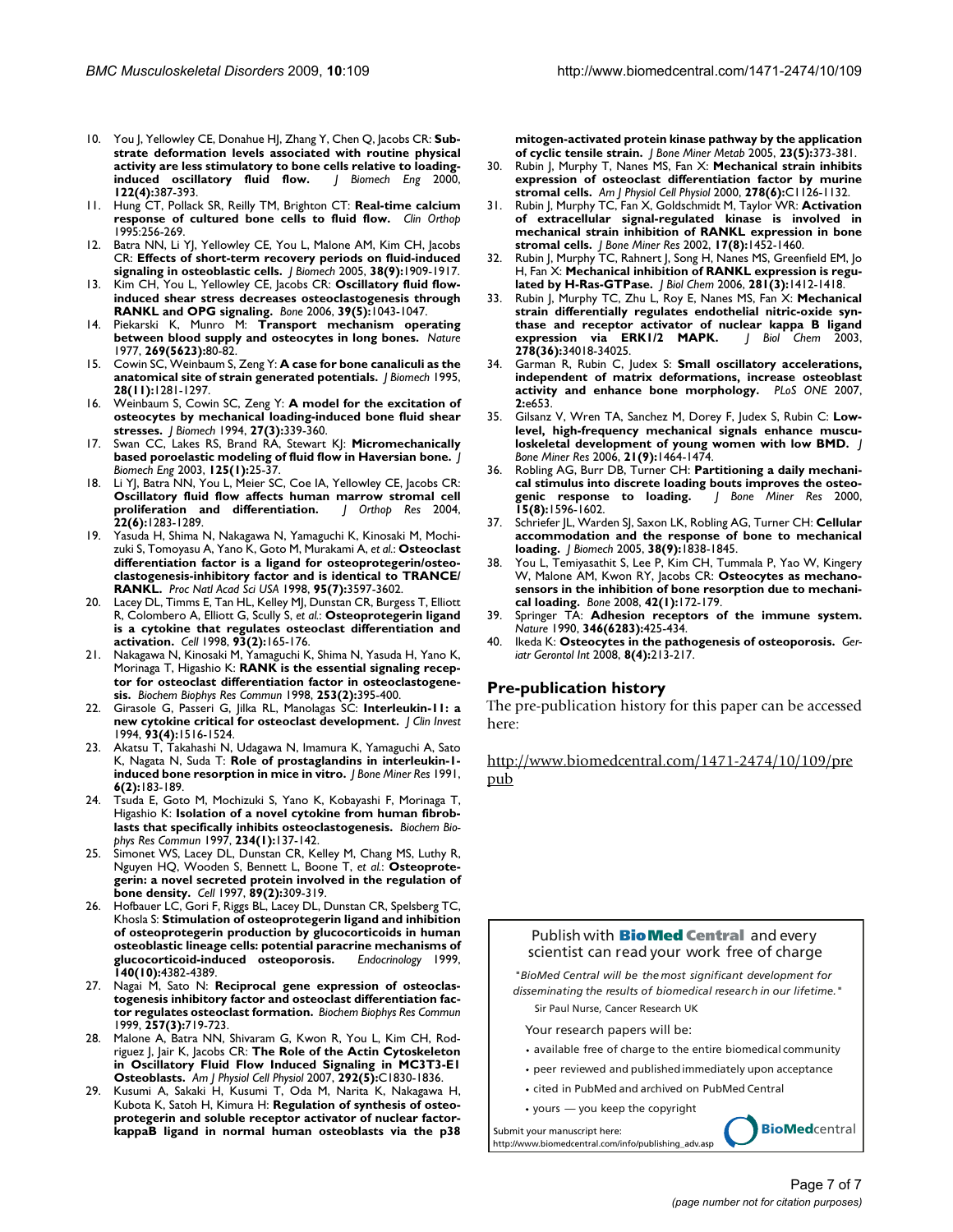10. You J, Yellowley CE, Donahue HJ, Zhang Y, Chen Q, Jacobs CR: **Substrate deformation levels associated with routine physical activity are less stimulatory to bone cells relative to loading-induced oscillatory fluid flow.** *J Biomech Eng* 2000, **122(4):**387-393.
11. Hung CT, Pollack SR, Reilly TM, Brighton CT: **Real-time calcium response of cultured bone cells to fluid flow.** *Clin Orthop* 1995:256-269.
12. Batra NN, Li YJ, Yellowley CE, You L, Malone AM, Kim CH, Jacobs CR: **Effects of short-term recovery periods on fluid-induced signaling in osteoblastic cells.** *J Biomech* 2005, **38(9):**1909-1917.
13. Kim CH, You L, Yellowley CE, Jacobs CR: **Oscillatory fluid flow-induced shear stress decreases osteoclastogenesis through RANKL and OPG signaling.** *Bone* 2006, **39(5):**1043-1047.
14. Piekarski K, Munro M: **Transport mechanism operating between blood supply and osteocytes in long bones.** *Nature* 1977, **269(5623):**80-82.
15. Cowin SC, Weinbaum S, Zeng Y: **A case for bone canaliculi as the anatomical site of strain generated potentials.** *J Biomech* 1995, **28(11):**1281-1297.
16. Weinbaum S, Cowin SC, Zeng Y: **A model for the excitation of osteocytes by mechanical loading-induced bone fluid shear stresses.** *J Biomech* 1994, **27(3):**339-360.
17. Swan CC, Lakes RS, Brand RA, Stewart KJ: **Micromechanically based poroelastic modeling of fluid flow in Haversian bone.** *J Biomech Eng* 2003, **125(1):**25-37.
18. Li YJ, Batra NN, You L, Meier SC, Coe IA, Yellowley CE, Jacobs CR: **Oscillatory fluid flow affects human marrow stromal cell proliferation and differentiation.** *J Orthop Res* 2004, **22(6):**1283-1289.
19. Yasuda H, Shima N, Nakagawa N, Yamaguchi K, Kinosaki M, Mochizuki S, Tomoyasu A, Yano K, Goto M, Murakami A, *et al.*: **Osteoclast differentiation factor is a ligand for osteoprotegerin/osteoclastogenesis-inhibitory factor and is identical to TRANCE/RANKL.** *Proc Natl Acad Sci USA* 1998, **95(7):**3597-3602.
20. Lacey DL, Timms E, Tan HL, Kelley MJ, Dunstan CR, Burgess T, Elliott R, Colombero A, Elliott G, Scully S, *et al.*: **Osteoprotegerin ligand is a cytokine that regulates osteoclast differentiation and activation.** *Cell* 1998, **93(2):**165-176.
21. Nakagawa N, Kinosaki M, Yamaguchi K, Shima N, Yasuda H, Yano K, Morinaga T, Higashio K: **RANK is the essential signaling receptor for osteoclast differentiation factor in osteoclastogenesis.** *Biochem Biophys Res Commun* 1998, **253(2):**395-400.
22. Girasole G, Passeri G, Jilka RL, Manolagas SC: **Interleukin-11: a new cytokine critical for osteoclast development.** *J Clin Invest* 1994, **93(4):**1516-1524.
23. Akatsu T, Takahashi N, Udagawa N, Imamura K, Yamaguchi A, Sato K, Nagata N, Suda T: **Role of prostaglandins in interleukin-1-induced bone resorption in mice in vitro.** *J Bone Miner Res* 1991, **6(2):**183-189.
24. Tsuda E, Goto M, Mochizuki S, Yano K, Kobayashi F, Morinaga T, Higashio K: **Isolation of a novel cytokine from human fibroblasts that specifically inhibits osteoclastogenesis.** *Biochem Biophys Res Commun* 1997, **234(1):**137-142.
25. Simonet WS, Lacey DL, Dunstan CR, Kelley M, Chang MS, Luthy R, Nguyen HQ, Wooden S, Bennett L, Boone T, *et al.*: **Osteoprotegerin: a novel secreted protein involved in the regulation of bone density.** *Cell* 1997, **89(2):**309-319.
26. Hofbauer LC, Gori F, Riggs BL, Lacey DL, Dunstan CR, Spelsberg TC, Khosla S: **Stimulation of osteoprotegerin ligand and inhibition of osteoprotegerin production by glucocorticoids in human osteoblastic lineage cells: potential paracrine mechanisms of glucocorticoid-induced osteoporosis.** *Endocrinology* 1999, **140(10):**4382-4389.
27. Nagai M, Sato N: **Reciprocal gene expression of osteoclastogenesis inhibitory factor and osteoclast differentiation factor regulates osteoclast formation.** *Biochem Biophys Res Commun* 1999, **257(3):**719-723.
28. Malone A, Batra NN, Shivaram G, Kwon R, You L, Kim CH, Rodriguez J, Jair K, Jacobs CR: **The Role of the Actin Cytoskeleton in Oscillatory Fluid Flow Induced Signaling in MC3T3-E1 Osteoblasts.** *Am J Physiol Cell Physiol* 2007, **292(5):**C1830-1836.
29. Kusumi A, Sakaki H, Kusumi T, Oda M, Narita K, Nakagawa H, Kubota K, Satoh H, Kimura H: **Regulation of synthesis of osteoprotegerin and soluble receptor activator of nuclear factor-kappaB ligand in normal human osteoblasts via the p38 mitogen-activated protein kinase pathway by the application of cyclic tensile strain.** *J Bone Miner Metab* 2005, **23(5):**373-381.
30. Rubin J, Murphy T, Nanes MS, Fan X: **Mechanical strain inhibits expression of osteoclast differentiation factor by murine stromal cells.** *Am J Physiol Cell Physiol* 2000, **278(6):**C1126-1132.
31. Rubin J, Murphy TC, Fan X, Goldschmidt M, Taylor WR: **Activation of extracellular signal-regulated kinase is involved in mechanical strain inhibition of RANKL expression in bone stromal cells.** *J Bone Miner Res* 2002, **17(8):**1452-1460.
32. Rubin J, Murphy TC, Rahnert J, Song H, Nanes MS, Greenfield EM, Jo H, Fan X: **Mechanical inhibition of RANKL expression is regulated by H-Ras-GTPase.** *J Biol Chem* 2006, **281(3):**1412-1418.
33. Rubin J, Murphy TC, Zhu L, Roy E, Nanes MS, Fan X: **Mechanical strain differentially regulates endothelial nitric-oxide synthase and receptor activator of nuclear kappa B ligand expression via ERK1/2 MAPK.** *J Biol Chem* 2003, **278(36):**34018-34025.
34. Garman R, Rubin C, Judex S: **Small oscillatory accelerations, independent of matrix deformations, increase osteoblast activity and enhance bone morphology.** *PLoS ONE* 2007, **2:**e653.
35. Gilsanz V, Wren TA, Sanchez M, Dorey F, Judex S, Rubin C: **Low-level, high-frequency mechanical signals enhance musculoskeletal development of young women with low BMD.** *J Bone Miner Res* 2006, **21(9):**1464-1474.
36. Robling AG, Burr DB, Turner CH: **Partitioning a daily mechanical stimulus into discrete loading bouts improves the osteogenic response to loading.** *J Bone Miner Res* 2000, **15(8):**1596-1602.
37. Schriefer JL, Warden SJ, Saxon LK, Robling AG, Turner CH: **Cellular accommodation and the response of bone to mechanical loading.** *J Biomech* 2005, **38(9):**1838-1845.
38. You L, Temiyasathit S, Lee P, Kim CH, Tummala P, Yao W, Kingery W, Malone AM, Kwon RY, Jacobs CR: **Osteocytes as mechanosensors in the inhibition of bone resorption due to mechanical loading.** *Bone* 2008, **42(1):**172-179.
39. Springer TA: **Adhesion receptors of the immune system.** *Nature* 1990, **346(6283):**425-434.
40. Ikeda K: **Osteocytes in the pathogenesis of osteoporosis.** *Geriatr Gerontol Int* 2008, **8(4):**213-217.

## Pre-publication history

The pre-publication history for this paper can be accessed here:

http://www.biomedcentral.com/1471-2474/10/109/prepub

Publish with **BioMed Central** and every scientist can read your work free of charge

*"BioMed Central will be the most significant development for disseminating the results of biomedical research in our lifetime."*

Sir Paul Nurse, Cancer Research UK

Your research papers will be:

- available free of charge to the entire biomedical community
- peer reviewed and published immediately upon acceptance
- cited in PubMed and archived on PubMed Central
- yours — you keep the copyright

Submit your manuscript here:
http://www.biomedcentral.com/info/publishing_adv.asp

BioMedcentral